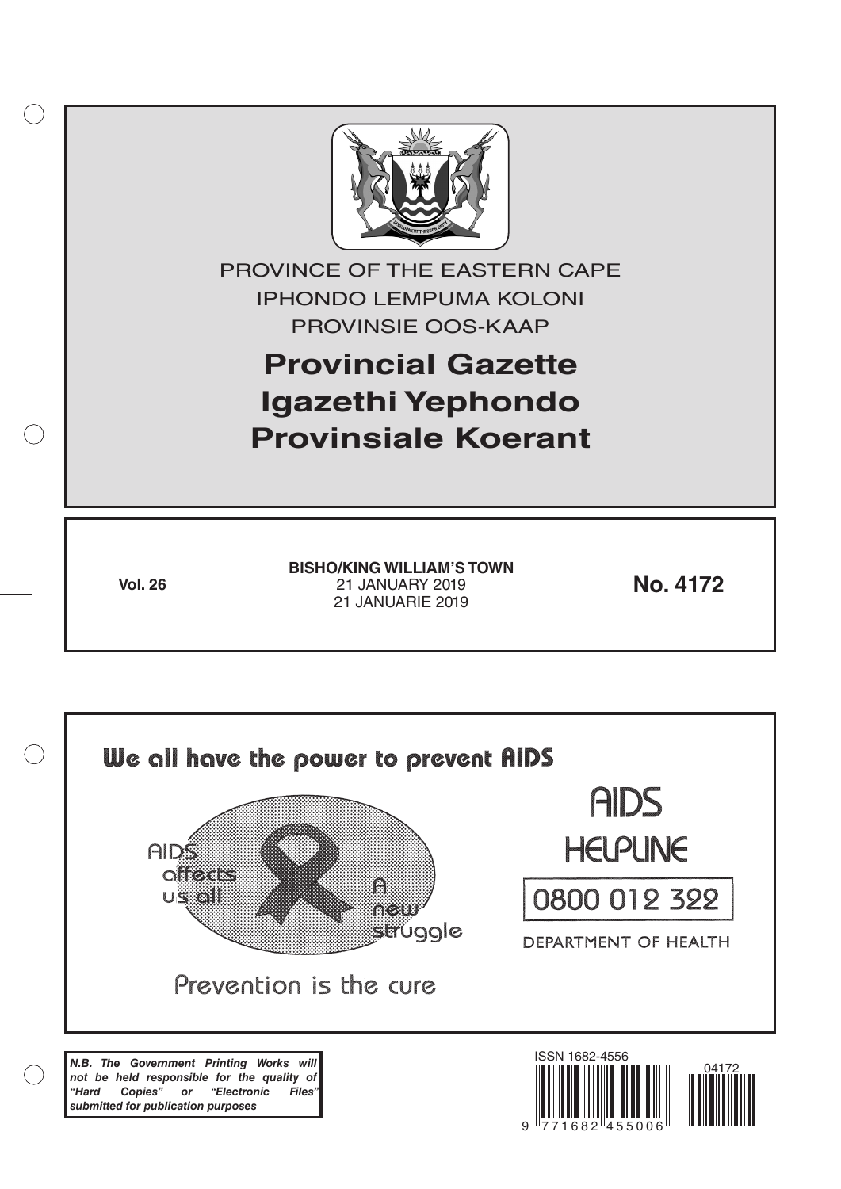PROVINCE OF THE EASTERN CAPE

IPHONDO LEMPUMA KOLONI

PROVINSIE OOS-KAAP

# Provincial Gazette
# Igazethi Yephondo
# Provinsiale Koerant

**Vol. 26**

**BISHO/KING WILLIAM'S TOWN**
21 JANUARY 2019
21 JANUARIE 2019

**No. 4172**

**We all have the power to prevent AIDS**

AIDS affects us all

A new struggle

Prevention is the cure

AIDS HELPLINE

0800 012 322

DEPARTMENT OF HEALTH

***N.B. The Government Printing Works will not be held responsible for the quality of "Hard Copies" or "Electronic Files" submitted for publication purposes***

ISSN 1682-4556

04172

9 771682 455006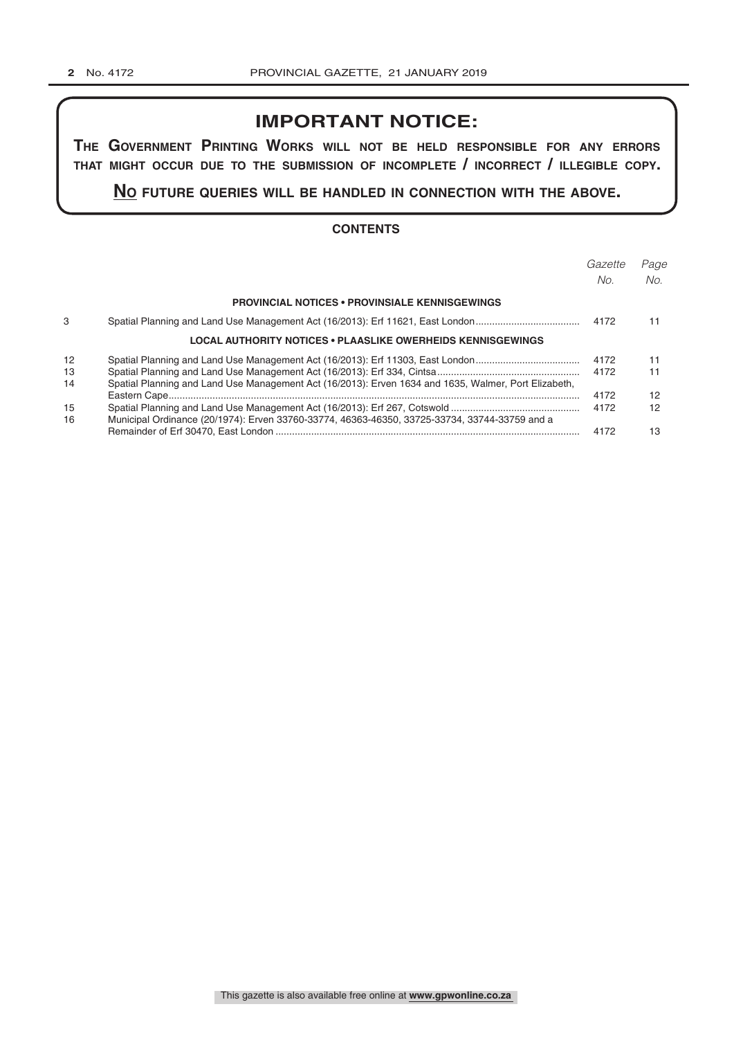# IMPORTANT NOTICE:

**THE GOVERNMENT PRINTING WORKS WILL NOT BE HELD RESPONSIBLE FOR ANY ERRORS THAT MIGHT OCCUR DUE TO THE SUBMISSION OF INCOMPLETE / INCORRECT / ILLEGIBLE COPY.**

**NO FUTURE QUERIES WILL BE HANDLED IN CONNECTION WITH THE ABOVE.**

## CONTENTS

| | | *Gazette No.* | *Page No.* |
|---|---|---|---|
| | **PROVINCIAL NOTICES • PROVINSIALE KENNISGEWINGS** | | |
| 3 | Spatial Planning and Land Use Management Act (16/2013): Erf 11621, East London | 4172 | 11 |
| | **LOCAL AUTHORITY NOTICES • PLAASLIKE OWERHEIDS KENNISGEWINGS** | | |
| 12 | Spatial Planning and Land Use Management Act (16/2013): Erf 11303, East London | 4172 | 11 |
| 13 | Spatial Planning and Land Use Management Act (16/2013): Erf 334, Cintsa | 4172 | 11 |
| 14 | Spatial Planning and Land Use Management Act (16/2013): Erven 1634 and 1635, Walmer, Port Elizabeth, Eastern Cape | 4172 | 12 |
| 15 | Spatial Planning and Land Use Management Act (16/2013): Erf 267, Cotswold | 4172 | 12 |
| 16 | Municipal Ordinance (20/1974): Erven 33760-33774, 46363-46350, 33725-33734, 33744-33759 and a Remainder of Erf 30470, East London | 4172 | 13 |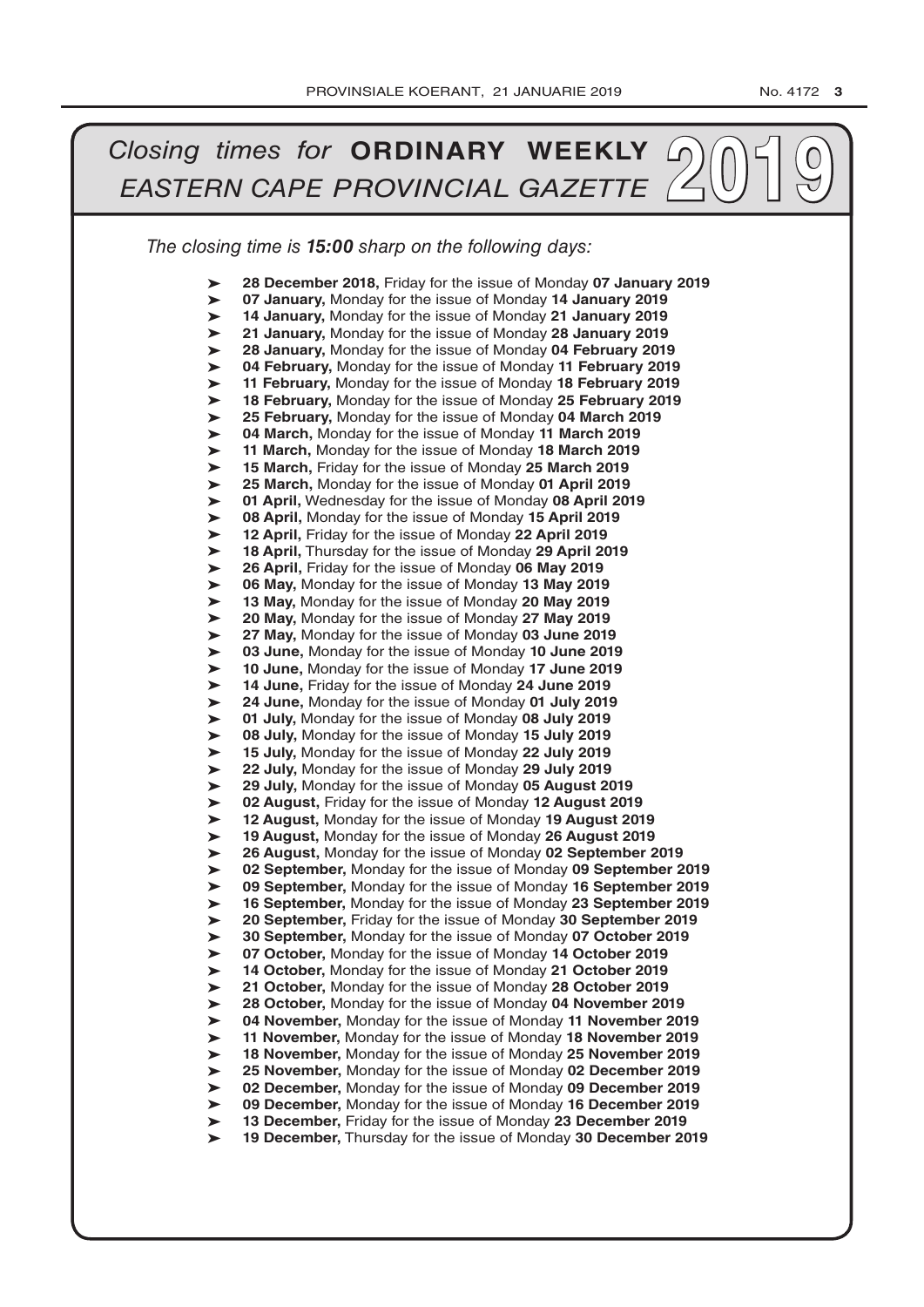# *Closing times for* **ORDINARY WEEKLY** *EASTERN CAPE PROVINCIAL GAZETTE* 2019

*The closing time is **15:00** sharp on the following days:*

- **28 December 2018,** Friday for the issue of Monday **07 January 2019**
- **07 January,** Monday for the issue of Monday **14 January 2019**
- **14 January,** Monday for the issue of Monday **21 January 2019**
- **21 January,** Monday for the issue of Monday **28 January 2019**
- **28 January,** Monday for the issue of Monday **04 February 2019**
- **04 February,** Monday for the issue of Monday **11 February 2019**
- **11 February,** Monday for the issue of Monday **18 February 2019**
- **18 February,** Monday for the issue of Monday **25 February 2019**
- **25 February,** Monday for the issue of Monday **04 March 2019**
- **04 March,** Monday for the issue of Monday **11 March 2019**
- **11 March,** Monday for the issue of Monday **18 March 2019**
- **15 March,** Friday for the issue of Monday **25 March 2019**
- **25 March,** Monday for the issue of Monday **01 April 2019**
- **01 April,** Wednesday for the issue of Monday **08 April 2019**
- **08 April,** Monday for the issue of Monday **15 April 2019**
- **12 April,** Friday for the issue of Monday **22 April 2019**
- **18 April,** Thursday for the issue of Monday **29 April 2019**
- **26 April,** Friday for the issue of Monday **06 May 2019**
- **06 May,** Monday for the issue of Monday **13 May 2019**
- **13 May,** Monday for the issue of Monday **20 May 2019**
- **20 May,** Monday for the issue of Monday **27 May 2019**
- **27 May,** Monday for the issue of Monday **03 June 2019**
- **03 June,** Monday for the issue of Monday **10 June 2019**
- **10 June,** Monday for the issue of Monday **17 June 2019**
- **14 June,** Friday for the issue of Monday **24 June 2019**
- **24 June,** Monday for the issue of Monday **01 July 2019**
- **01 July,** Monday for the issue of Monday **08 July 2019**
- **08 July,** Monday for the issue of Monday **15 July 2019**
- **15 July,** Monday for the issue of Monday **22 July 2019**
- **22 July,** Monday for the issue of Monday **29 July 2019**
- **29 July,** Monday for the issue of Monday **05 August 2019**
- **02 August,** Friday for the issue of Monday **12 August 2019**
- **12 August,** Monday for the issue of Monday **19 August 2019**
- **19 August,** Monday for the issue of Monday **26 August 2019**
- **26 August,** Monday for the issue of Monday **02 September 2019**
- **02 September,** Monday for the issue of Monday **09 September 2019**
- **09 September,** Monday for the issue of Monday **16 September 2019**
- **16 September,** Monday for the issue of Monday **23 September 2019**
- **20 September,** Friday for the issue of Monday **30 September 2019**
- **30 September,** Monday for the issue of Monday **07 October 2019**
- **07 October,** Monday for the issue of Monday **14 October 2019**
- **14 October,** Monday for the issue of Monday **21 October 2019**
- **21 October,** Monday for the issue of Monday **28 October 2019**
- **28 October,** Monday for the issue of Monday **04 November 2019**
- **04 November,** Monday for the issue of Monday **11 November 2019**
- **11 November,** Monday for the issue of Monday **18 November 2019**
- **18 November,** Monday for the issue of Monday **25 November 2019**
- **25 November,** Monday for the issue of Monday **02 December 2019**
- **02 December,** Monday for the issue of Monday **09 December 2019**
- **09 December,** Monday for the issue of Monday **16 December 2019**
- **13 December,** Friday for the issue of Monday **23 December 2019**
- **19 December,** Thursday for the issue of Monday **30 December 2019**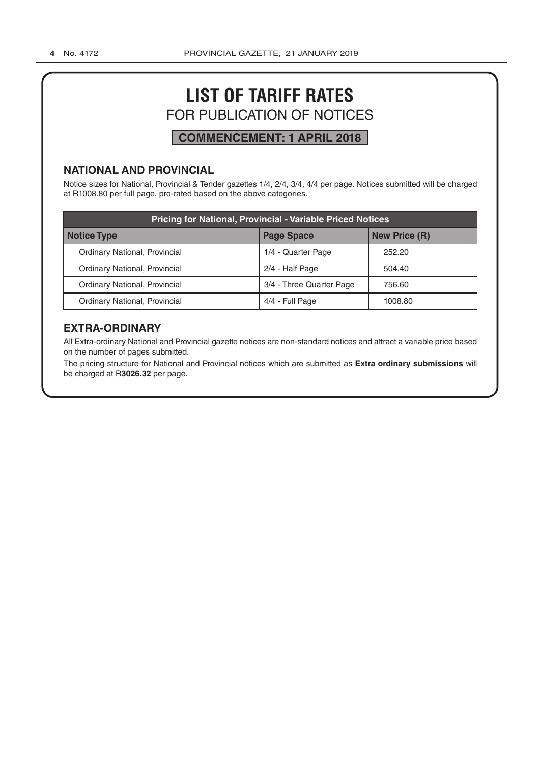# LIST OF TARIFF RATES

## FOR PUBLICATION OF NOTICES

**COMMENCEMENT: 1 APRIL 2018**

### NATIONAL AND PROVINCIAL

Notice sizes for National, Provincial & Tender gazettes 1/4, 2/4, 3/4, 4/4 per page. Notices submitted will be charged at R1008.80 per full page, pro-rated based on the above categories.

| Pricing for National, Provincial - Variable Priced Notices | | |
|---|---|---|
| **Notice Type** | **Page Space** | **New Price (R)** |
| Ordinary National, Provincial | 1/4 - Quarter Page | 252.20 |
| Ordinary National, Provincial | 2/4 - Half Page | 504.40 |
| Ordinary National, Provincial | 3/4 - Three Quarter Page | 756.60 |
| Ordinary National, Provincial | 4/4 - Full Page | 1008.80 |

### EXTRA-ORDINARY

All Extra-ordinary National and Provincial gazette notices are non-standard notices and attract a variable price based on the number of pages submitted.

The pricing structure for National and Provincial notices which are submitted as **Extra ordinary submissions** will be charged at R**3026.32** per page.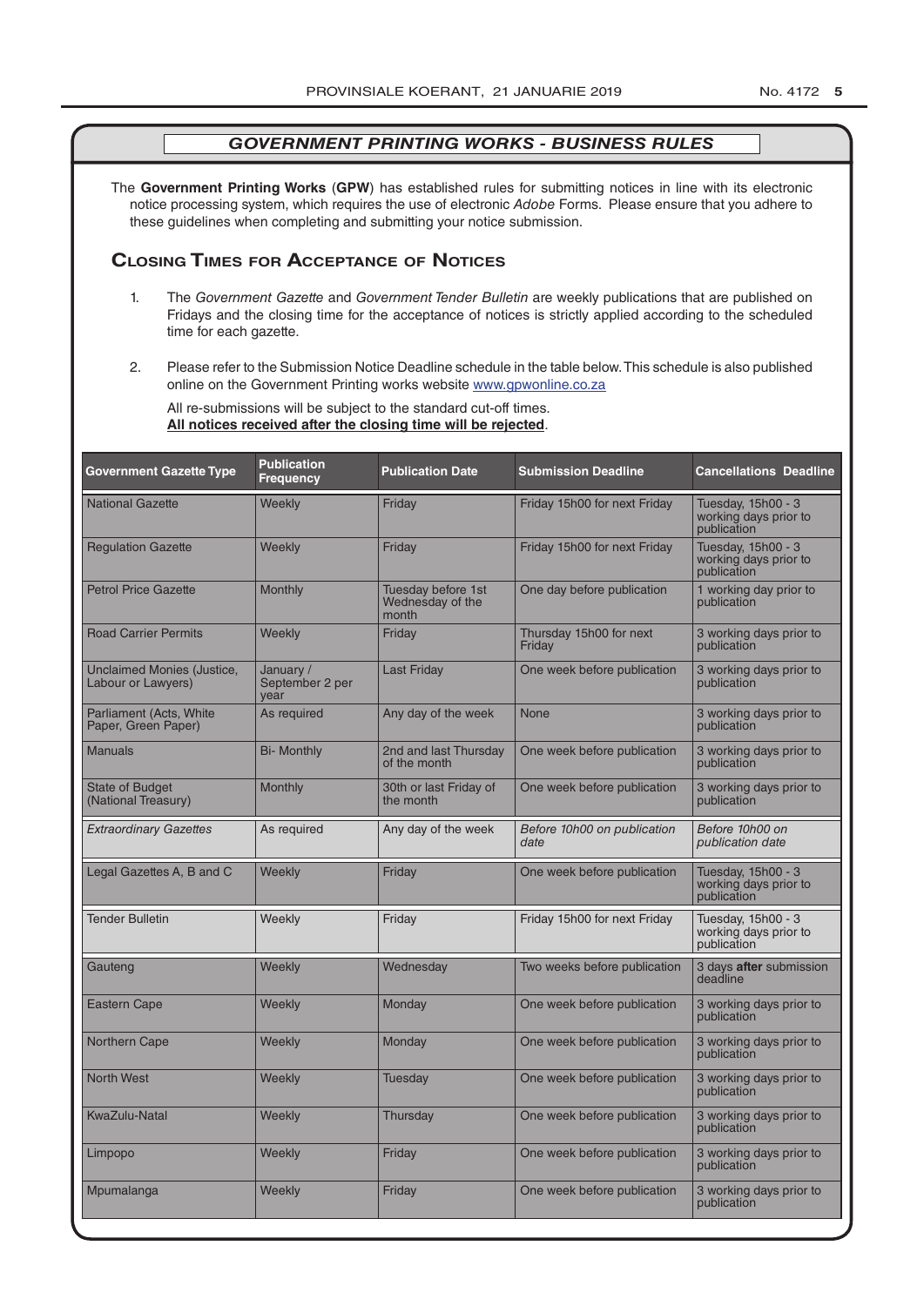## *GOVERNMENT PRINTING WORKS - BUSINESS RULES*

The **Government Printing Works** (**GPW**) has established rules for submitting notices in line with its electronic notice processing system, which requires the use of electronic *Adobe* Forms. Please ensure that you adhere to these guidelines when completing and submitting your notice submission.

### Closing Times for Acceptance of Notices

1. The *Government Gazette* and *Government Tender Bulletin* are weekly publications that are published on Fridays and the closing time for the acceptance of notices is strictly applied according to the scheduled time for each gazette.

2. Please refer to the Submission Notice Deadline schedule in the table below. This schedule is also published online on the Government Printing works website www.gpwonline.co.za

   All re-submissions will be subject to the standard cut-off times.
   **All notices received after the closing time will be rejected**.

| Government Gazette Type | Publication Frequency | Publication Date | Submission Deadline | Cancellations Deadline |
|---|---|---|---|---|
| National Gazette | Weekly | Friday | Friday 15h00 for next Friday | Tuesday, 15h00 - 3 working days prior to publication |
| Regulation Gazette | Weekly | Friday | Friday 15h00 for next Friday | Tuesday, 15h00 - 3 working days prior to publication |
| Petrol Price Gazette | Monthly | Tuesday before 1st Wednesday of the month | One day before publication | 1 working day prior to publication |
| Road Carrier Permits | Weekly | Friday | Thursday 15h00 for next Friday | 3 working days prior to publication |
| Unclaimed Monies (Justice, Labour or Lawyers) | January / September 2 per year | Last Friday | One week before publication | 3 working days prior to publication |
| Parliament (Acts, White Paper, Green Paper) | As required | Any day of the week | None | 3 working days prior to publication |
| Manuals | Bi- Monthly | 2nd and last Thursday of the month | One week before publication | 3 working days prior to publication |
| State of Budget (National Treasury) | Monthly | 30th or last Friday of the month | One week before publication | 3 working days prior to publication |
| *Extraordinary Gazettes* | As required | Any day of the week | *Before 10h00 on publication date* | *Before 10h00 on publication date* |
| Legal Gazettes A, B and C | Weekly | Friday | One week before publication | Tuesday, 15h00 - 3 working days prior to publication |
| Tender Bulletin | Weekly | Friday | Friday 15h00 for next Friday | Tuesday, 15h00 - 3 working days prior to publication |
| Gauteng | Weekly | Wednesday | Two weeks before publication | 3 days **after** submission deadline |
| Eastern Cape | Weekly | Monday | One week before publication | 3 working days prior to publication |
| Northern Cape | Weekly | Monday | One week before publication | 3 working days prior to publication |
| North West | Weekly | Tuesday | One week before publication | 3 working days prior to publication |
| KwaZulu-Natal | Weekly | Thursday | One week before publication | 3 working days prior to publication |
| Limpopo | Weekly | Friday | One week before publication | 3 working days prior to publication |
| Mpumalanga | Weekly | Friday | One week before publication | 3 working days prior to publication |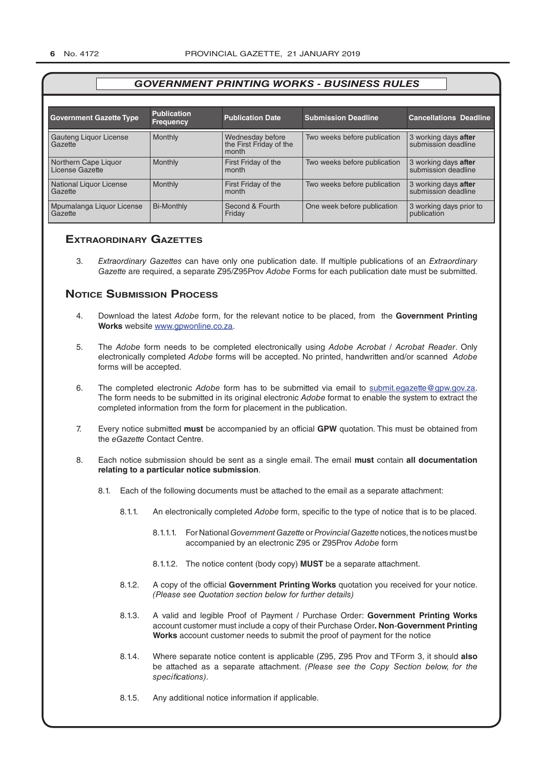## GOVERNMENT PRINTING WORKS - BUSINESS RULES

| Government Gazette Type | Publication Frequency | Publication Date | Submission Deadline | Cancellations Deadline |
|---|---|---|---|---|
| Gauteng Liquor License Gazette | Monthly | Wednesday before the First Friday of the month | Two weeks before publication | 3 working days **after** submission deadline |
| Northern Cape Liquor License Gazette | Monthly | First Friday of the month | Two weeks before publication | 3 working days **after** submission deadline |
| National Liquor License Gazette | Monthly | First Friday of the month | Two weeks before publication | 3 working days **after** submission deadline |
| Mpumalanga Liquor License Gazette | Bi-Monthly | Second & Fourth Friday | One week before publication | 3 working days prior to publication |

## Extraordinary Gazettes

3. *Extraordinary Gazettes* can have only one publication date. If multiple publications of an *Extraordinary Gazette* are required, a separate Z95/Z95Prov *Adobe* Forms for each publication date must be submitted.

## Notice Submission Process

4. Download the latest *Adobe* form, for the relevant notice to be placed, from the **Government Printing Works** website www.gpwonline.co.za.

5. The *Adobe* form needs to be completed electronically using *Adobe Acrobat* / *Acrobat Reader*. Only electronically completed *Adobe* forms will be accepted. No printed, handwritten and/or scanned *Adobe* forms will be accepted.

6. The completed electronic *Adobe* form has to be submitted via email to submit.egazette@gpw.gov.za. The form needs to be submitted in its original electronic *Adobe* format to enable the system to extract the completed information from the form for placement in the publication.

7. Every notice submitted **must** be accompanied by an official **GPW** quotation. This must be obtained from the *eGazette* Contact Centre.

8. Each notice submission should be sent as a single email. The email **must** contain **all documentation relating to a particular notice submission**.

   8.1. Each of the following documents must be attached to the email as a separate attachment:

      8.1.1. An electronically completed *Adobe* form, specific to the type of notice that is to be placed.

         8.1.1.1. For National *Government Gazette* or *Provincial Gazette* notices, the notices must be accompanied by an electronic Z95 or Z95Prov *Adobe* form

         8.1.1.2. The notice content (body copy) **MUST** be a separate attachment.

      8.1.2. A copy of the official **Government Printing Works** quotation you received for your notice. *(Please see Quotation section below for further details)*

      8.1.3. A valid and legible Proof of Payment / Purchase Order: **Government Printing Works** account customer must include a copy of their Purchase Order**. Non**-**Government Printing Works** account customer needs to submit the proof of payment for the notice

      8.1.4. Where separate notice content is applicable (Z95, Z95 Prov and TForm 3, it should **also** be attached as a separate attachment. *(Please see the Copy Section below, for the specifications)*.

      8.1.5. Any additional notice information if applicable.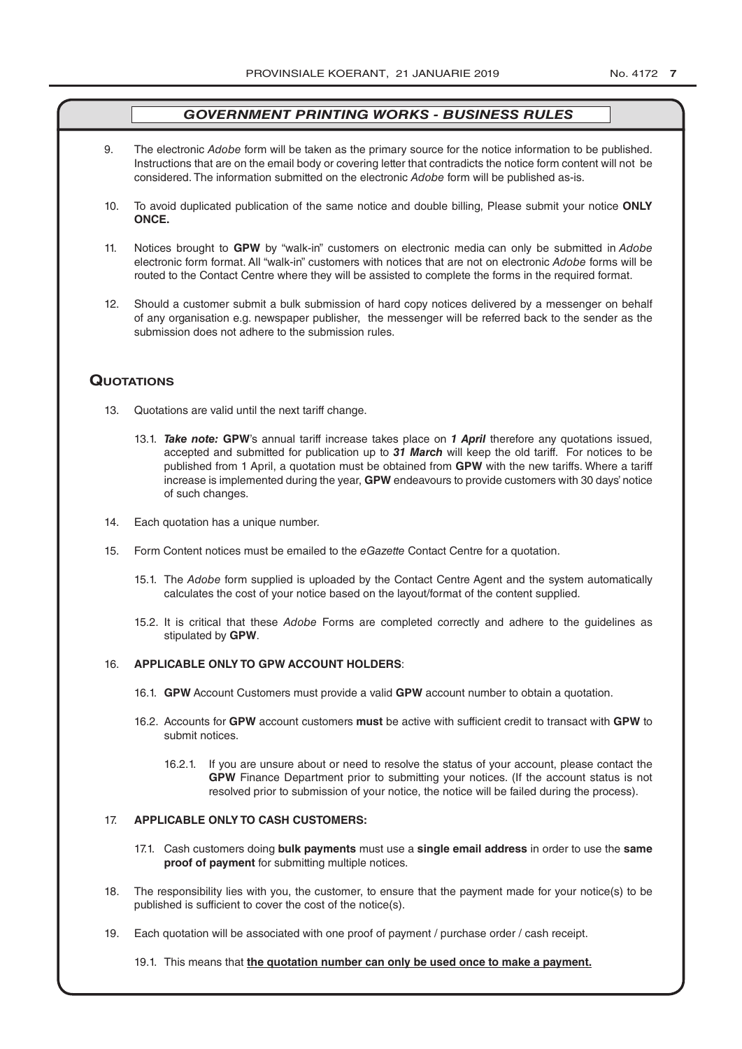## *GOVERNMENT PRINTING WORKS - BUSINESS RULES*

9. The electronic *Adobe* form will be taken as the primary source for the notice information to be published. Instructions that are on the email body or covering letter that contradicts the notice form content will not be considered. The information submitted on the electronic *Adobe* form will be published as-is.

10. To avoid duplicated publication of the same notice and double billing, Please submit your notice **ONLY ONCE.**

11. Notices brought to **GPW** by "walk-in" customers on electronic media can only be submitted in *Adobe* electronic form format. All "walk-in" customers with notices that are not on electronic *Adobe* forms will be routed to the Contact Centre where they will be assisted to complete the forms in the required format.

12. Should a customer submit a bulk submission of hard copy notices delivered by a messenger on behalf of any organisation e.g. newspaper publisher, the messenger will be referred back to the sender as the submission does not adhere to the submission rules.

## Quotations

13. Quotations are valid until the next tariff change.

    13.1. ***Take note:*** **GPW**'s annual tariff increase takes place on ***1 April*** therefore any quotations issued, accepted and submitted for publication up to ***31 March*** will keep the old tariff. For notices to be published from 1 April, a quotation must be obtained from **GPW** with the new tariffs. Where a tariff increase is implemented during the year, **GPW** endeavours to provide customers with 30 days' notice of such changes.

14. Each quotation has a unique number.

15. Form Content notices must be emailed to the *eGazette* Contact Centre for a quotation.

    15.1. The *Adobe* form supplied is uploaded by the Contact Centre Agent and the system automatically calculates the cost of your notice based on the layout/format of the content supplied.

    15.2. It is critical that these *Adobe* Forms are completed correctly and adhere to the guidelines as stipulated by **GPW**.

16. **APPLICABLE ONLY TO GPW ACCOUNT HOLDERS**:

    16.1. **GPW** Account Customers must provide a valid **GPW** account number to obtain a quotation.

    16.2. Accounts for **GPW** account customers **must** be active with sufficient credit to transact with **GPW** to submit notices.

    16.2.1. If you are unsure about or need to resolve the status of your account, please contact the **GPW** Finance Department prior to submitting your notices. (If the account status is not resolved prior to submission of your notice, the notice will be failed during the process).

17. **APPLICABLE ONLY TO CASH CUSTOMERS:**

    17.1. Cash customers doing **bulk payments** must use a **single email address** in order to use the **same proof of payment** for submitting multiple notices.

18. The responsibility lies with you, the customer, to ensure that the payment made for your notice(s) to be published is sufficient to cover the cost of the notice(s).

19. Each quotation will be associated with one proof of payment / purchase order / cash receipt.

    19.1. This means that **the quotation number can only be used once to make a payment.**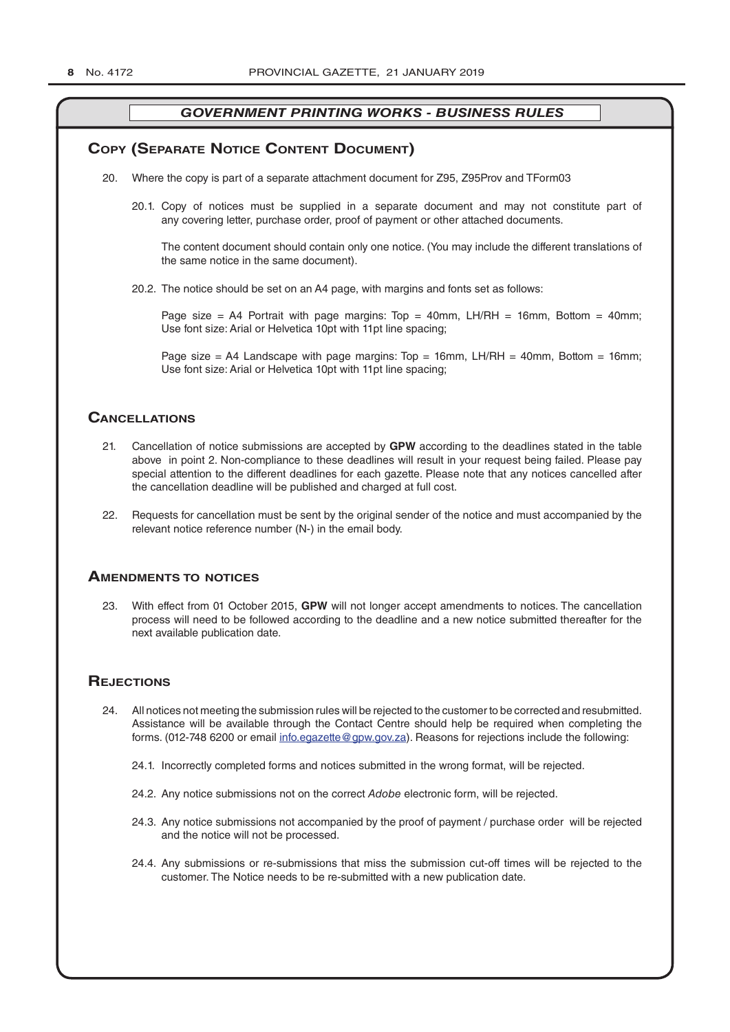## GOVERNMENT PRINTING WORKS - BUSINESS RULES

### Copy (Separate Notice Content Document)

20. Where the copy is part of a separate attachment document for Z95, Z95Prov and TForm03

    20.1. Copy of notices must be supplied in a separate document and may not constitute part of any covering letter, purchase order, proof of payment or other attached documents.

    The content document should contain only one notice. (You may include the different translations of the same notice in the same document).

    20.2. The notice should be set on an A4 page, with margins and fonts set as follows:

    Page size = A4 Portrait with page margins: Top = 40mm, LH/RH = 16mm, Bottom = 40mm; Use font size: Arial or Helvetica 10pt with 11pt line spacing;

    Page size = A4 Landscape with page margins: Top = 16mm, LH/RH = 40mm, Bottom = 16mm; Use font size: Arial or Helvetica 10pt with 11pt line spacing;

### Cancellations

21. Cancellation of notice submissions are accepted by **GPW** according to the deadlines stated in the table above in point 2. Non-compliance to these deadlines will result in your request being failed. Please pay special attention to the different deadlines for each gazette. Please note that any notices cancelled after the cancellation deadline will be published and charged at full cost.

22. Requests for cancellation must be sent by the original sender of the notice and must accompanied by the relevant notice reference number (N-) in the email body.

### Amendments to notices

23. With effect from 01 October 2015, **GPW** will not longer accept amendments to notices. The cancellation process will need to be followed according to the deadline and a new notice submitted thereafter for the next available publication date.

### Rejections

24. All notices not meeting the submission rules will be rejected to the customer to be corrected and resubmitted. Assistance will be available through the Contact Centre should help be required when completing the forms. (012-748 6200 or email info.egazette@gpw.gov.za). Reasons for rejections include the following:

    24.1. Incorrectly completed forms and notices submitted in the wrong format, will be rejected.

    24.2. Any notice submissions not on the correct *Adobe* electronic form, will be rejected.

    24.3. Any notice submissions not accompanied by the proof of payment / purchase order will be rejected and the notice will not be processed.

    24.4. Any submissions or re-submissions that miss the submission cut-off times will be rejected to the customer. The Notice needs to be re-submitted with a new publication date.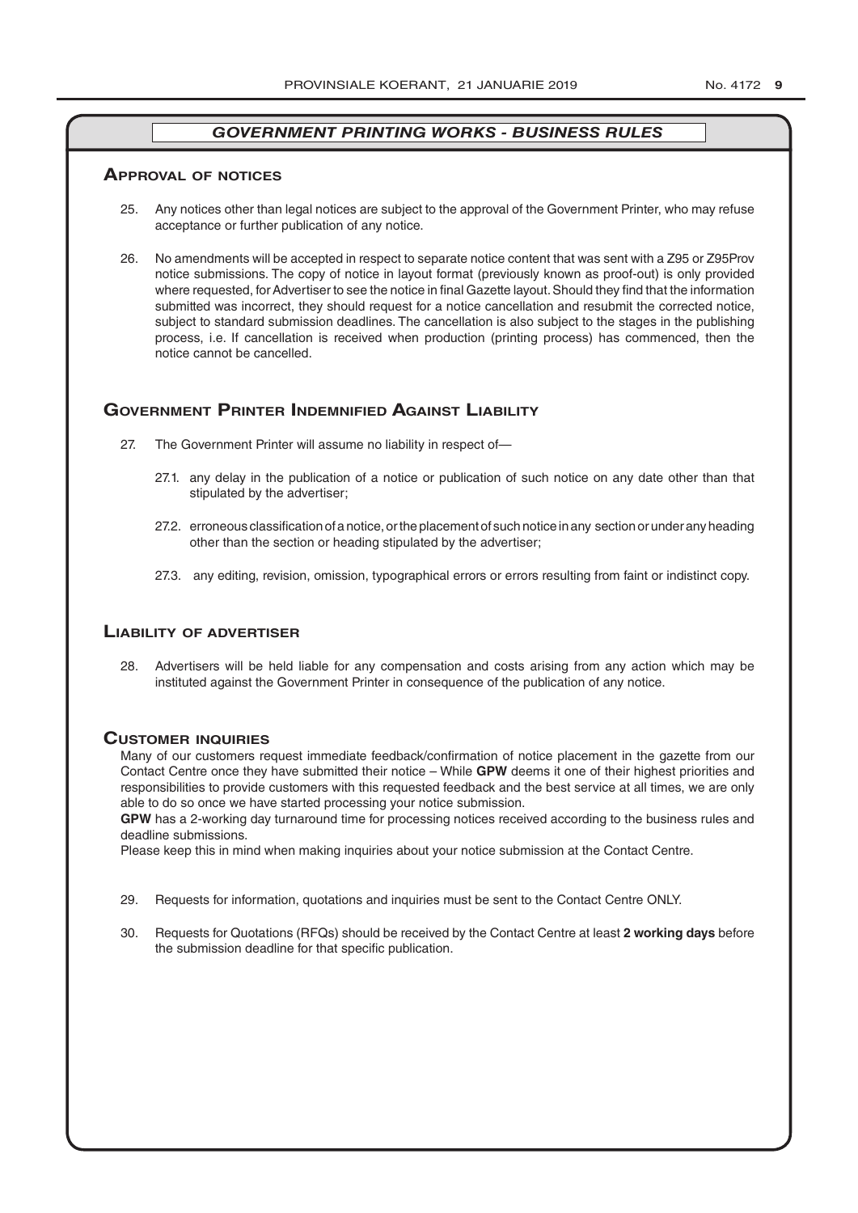## *GOVERNMENT PRINTING WORKS - BUSINESS RULES*

### Approval of notices

25. Any notices other than legal notices are subject to the approval of the Government Printer, who may refuse acceptance or further publication of any notice.

26. No amendments will be accepted in respect to separate notice content that was sent with a Z95 or Z95Prov notice submissions. The copy of notice in layout format (previously known as proof-out) is only provided where requested, for Advertiser to see the notice in final Gazette layout. Should they find that the information submitted was incorrect, they should request for a notice cancellation and resubmit the corrected notice, subject to standard submission deadlines. The cancellation is also subject to the stages in the publishing process, i.e. If cancellation is received when production (printing process) has commenced, then the notice cannot be cancelled.

### Government Printer Indemnified Against Liability

27. The Government Printer will assume no liability in respect of—

    27.1. any delay in the publication of a notice or publication of such notice on any date other than that stipulated by the advertiser;

    27.2. erroneous classification of a notice, or the placement of such notice in any section or under any heading other than the section or heading stipulated by the advertiser;

    27.3. any editing, revision, omission, typographical errors or errors resulting from faint or indistinct copy.

### Liability of advertiser

28. Advertisers will be held liable for any compensation and costs arising from any action which may be instituted against the Government Printer in consequence of the publication of any notice.

### Customer inquiries

Many of our customers request immediate feedback/confirmation of notice placement in the gazette from our Contact Centre once they have submitted their notice – While **GPW** deems it one of their highest priorities and responsibilities to provide customers with this requested feedback and the best service at all times, we are only able to do so once we have started processing your notice submission.

**GPW** has a 2-working day turnaround time for processing notices received according to the business rules and deadline submissions.

Please keep this in mind when making inquiries about your notice submission at the Contact Centre.

29. Requests for information, quotations and inquiries must be sent to the Contact Centre ONLY.

30. Requests for Quotations (RFQs) should be received by the Contact Centre at least **2 working days** before the submission deadline for that specific publication.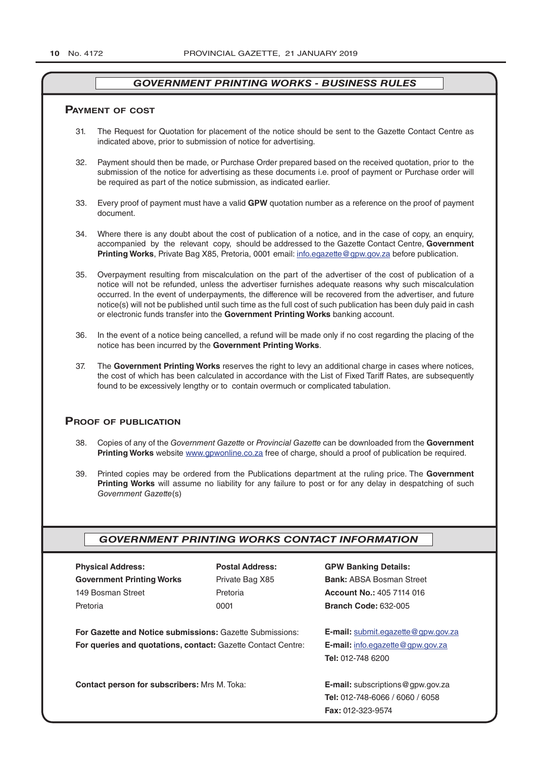## *GOVERNMENT PRINTING WORKS - BUSINESS RULES*

### Payment of cost

31. The Request for Quotation for placement of the notice should be sent to the Gazette Contact Centre as indicated above, prior to submission of notice for advertising.

32. Payment should then be made, or Purchase Order prepared based on the received quotation, prior to the submission of the notice for advertising as these documents i.e. proof of payment or Purchase order will be required as part of the notice submission, as indicated earlier.

33. Every proof of payment must have a valid **GPW** quotation number as a reference on the proof of payment document.

34. Where there is any doubt about the cost of publication of a notice, and in the case of copy, an enquiry, accompanied by the relevant copy, should be addressed to the Gazette Contact Centre, **Government Printing Works**, Private Bag X85, Pretoria, 0001 email: info.egazette@gpw.gov.za before publication.

35. Overpayment resulting from miscalculation on the part of the advertiser of the cost of publication of a notice will not be refunded, unless the advertiser furnishes adequate reasons why such miscalculation occurred. In the event of underpayments, the difference will be recovered from the advertiser, and future notice(s) will not be published until such time as the full cost of such publication has been duly paid in cash or electronic funds transfer into the **Government Printing Works** banking account.

36. In the event of a notice being cancelled, a refund will be made only if no cost regarding the placing of the notice has been incurred by the **Government Printing Works**.

37. The **Government Printing Works** reserves the right to levy an additional charge in cases where notices, the cost of which has been calculated in accordance with the List of Fixed Tariff Rates, are subsequently found to be excessively lengthy or to contain overmuch or complicated tabulation.

### Proof of publication

38. Copies of any of the *Government Gazette* or *Provincial Gazette* can be downloaded from the **Government Printing Works** website www.gpwonline.co.za free of charge, should a proof of publication be required.

39. Printed copies may be ordered from the Publications department at the ruling price. The **Government Printing Works** will assume no liability for any failure to post or for any delay in despatching of such *Government Gazette*(s)

## *GOVERNMENT PRINTING WORKS CONTACT INFORMATION*

**Physical Address:**
**Government Printing Works**
149 Bosman Street
Pretoria

**Postal Address:**
Private Bag X85
Pretoria
0001

**GPW Banking Details:**
**Bank:** ABSA Bosman Street
**Account No.:** 405 7114 016
**Branch Code:** 632-005

**For Gazette and Notice submissions:** Gazette Submissions: **E-mail:** submit.egazette@gpw.gov.za

**For queries and quotations, contact:** Gazette Contact Centre: **E-mail:** info.egazette@gpw.gov.za
**Tel:** 012-748 6200

**Contact person for subscribers:** Mrs M. Toka: **E-mail:** subscriptions@gpw.gov.za
**Tel:** 012-748-6066 / 6060 / 6058
**Fax:** 012-323-9574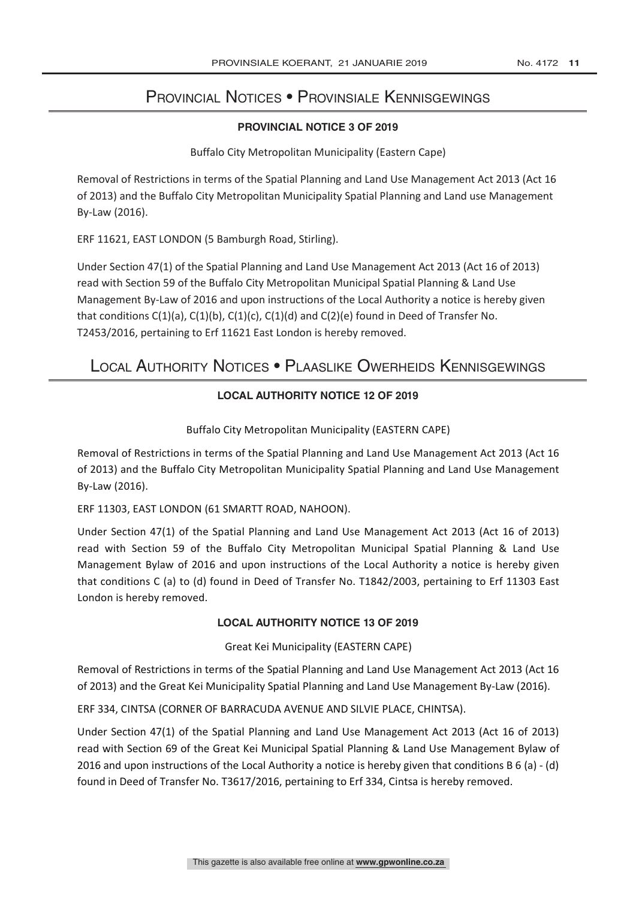# Provincial Notices • Provinsiale Kennisgewings

### PROVINCIAL NOTICE 3 OF 2019

Buffalo City Metropolitan Municipality (Eastern Cape)

Removal of Restrictions in terms of the Spatial Planning and Land Use Management Act 2013 (Act 16 of 2013) and the Buffalo City Metropolitan Municipality Spatial Planning and Land use Management By-Law (2016).

ERF 11621, EAST LONDON (5 Bamburgh Road, Stirling).

Under Section 47(1) of the Spatial Planning and Land Use Management Act 2013 (Act 16 of 2013) read with Section 59 of the Buffalo City Metropolitan Municipal Spatial Planning & Land Use Management By-Law of 2016 and upon instructions of the Local Authority a notice is hereby given that conditions C(1)(a), C(1)(b), C(1)(c), C(1)(d) and C(2)(e) found in Deed of Transfer No. T2453/2016, pertaining to Erf 11621 East London is hereby removed.

# Local Authority Notices • Plaaslike Owerheids Kennisgewings

### LOCAL AUTHORITY NOTICE 12 OF 2019

Buffalo City Metropolitan Municipality (EASTERN CAPE)

Removal of Restrictions in terms of the Spatial Planning and Land Use Management Act 2013 (Act 16 of 2013) and the Buffalo City Metropolitan Municipality Spatial Planning and Land Use Management By-Law (2016).

ERF 11303, EAST LONDON (61 SMARTT ROAD, NAHOON).

Under Section 47(1) of the Spatial Planning and Land Use Management Act 2013 (Act 16 of 2013) read with Section 59 of the Buffalo City Metropolitan Municipal Spatial Planning & Land Use Management Bylaw of 2016 and upon instructions of the Local Authority a notice is hereby given that conditions C (a) to (d) found in Deed of Transfer No. T1842/2003, pertaining to Erf 11303 East London is hereby removed.

### LOCAL AUTHORITY NOTICE 13 OF 2019

Great Kei Municipality (EASTERN CAPE)

Removal of Restrictions in terms of the Spatial Planning and Land Use Management Act 2013 (Act 16 of 2013) and the Great Kei Municipality Spatial Planning and Land Use Management By-Law (2016).

ERF 334, CINTSA (CORNER OF BARRACUDA AVENUE AND SILVIE PLACE, CHINTSA).

Under Section 47(1) of the Spatial Planning and Land Use Management Act 2013 (Act 16 of 2013) read with Section 69 of the Great Kei Municipal Spatial Planning & Land Use Management Bylaw of 2016 and upon instructions of the Local Authority a notice is hereby given that conditions B 6 (a) - (d) found in Deed of Transfer No. T3617/2016, pertaining to Erf 334, Cintsa is hereby removed.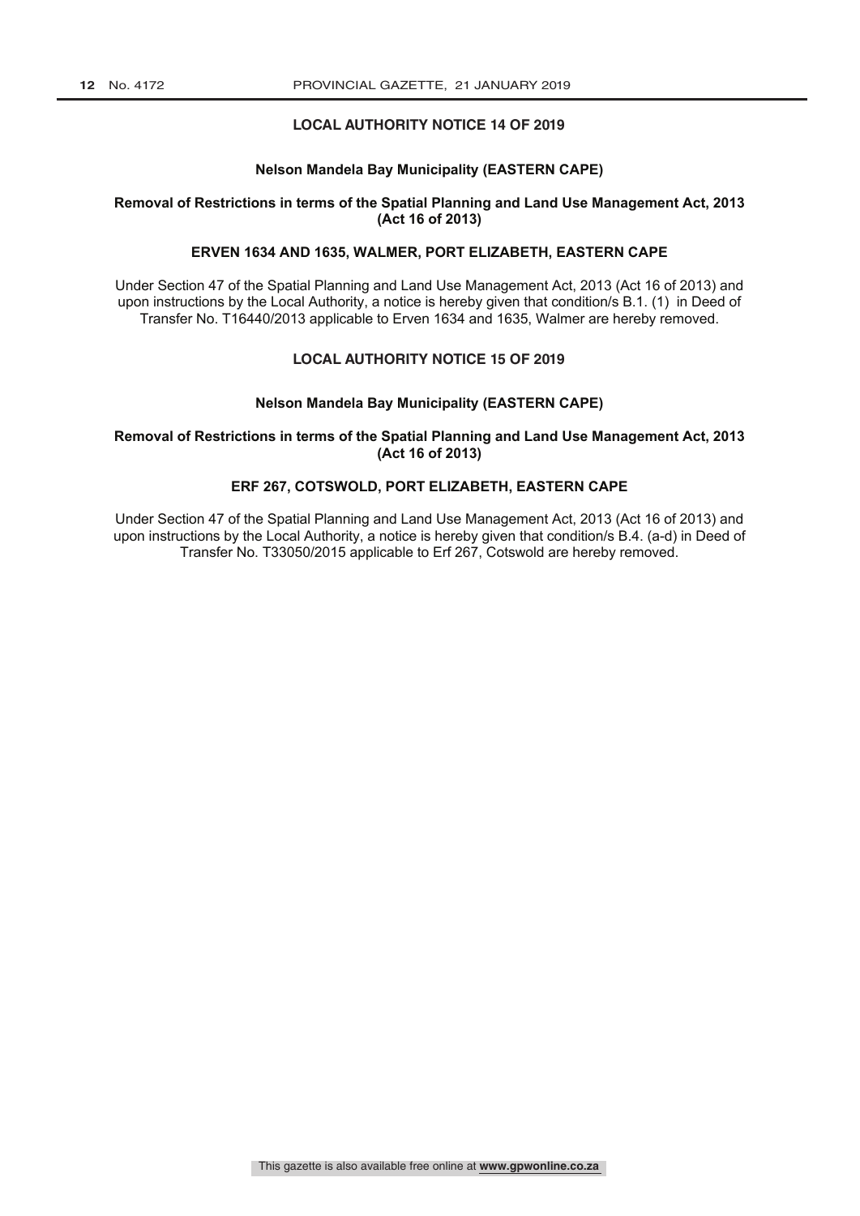## LOCAL AUTHORITY NOTICE 14 OF 2019

### Nelson Mandela Bay Municipality (EASTERN CAPE)

### Removal of Restrictions in terms of the Spatial Planning and Land Use Management Act, 2013 (Act 16 of 2013)

### ERVEN 1634 AND 1635, WALMER, PORT ELIZABETH, EASTERN CAPE

Under Section 47 of the Spatial Planning and Land Use Management Act, 2013 (Act 16 of 2013) and upon instructions by the Local Authority, a notice is hereby given that condition/s B.1. (1) in Deed of Transfer No. T16440/2013 applicable to Erven 1634 and 1635, Walmer are hereby removed.

## LOCAL AUTHORITY NOTICE 15 OF 2019

### Nelson Mandela Bay Municipality (EASTERN CAPE)

### Removal of Restrictions in terms of the Spatial Planning and Land Use Management Act, 2013 (Act 16 of 2013)

### ERF 267, COTSWOLD, PORT ELIZABETH, EASTERN CAPE

Under Section 47 of the Spatial Planning and Land Use Management Act, 2013 (Act 16 of 2013) and upon instructions by the Local Authority, a notice is hereby given that condition/s B.4. (a-d) in Deed of Transfer No. T33050/2015 applicable to Erf 267, Cotswold are hereby removed.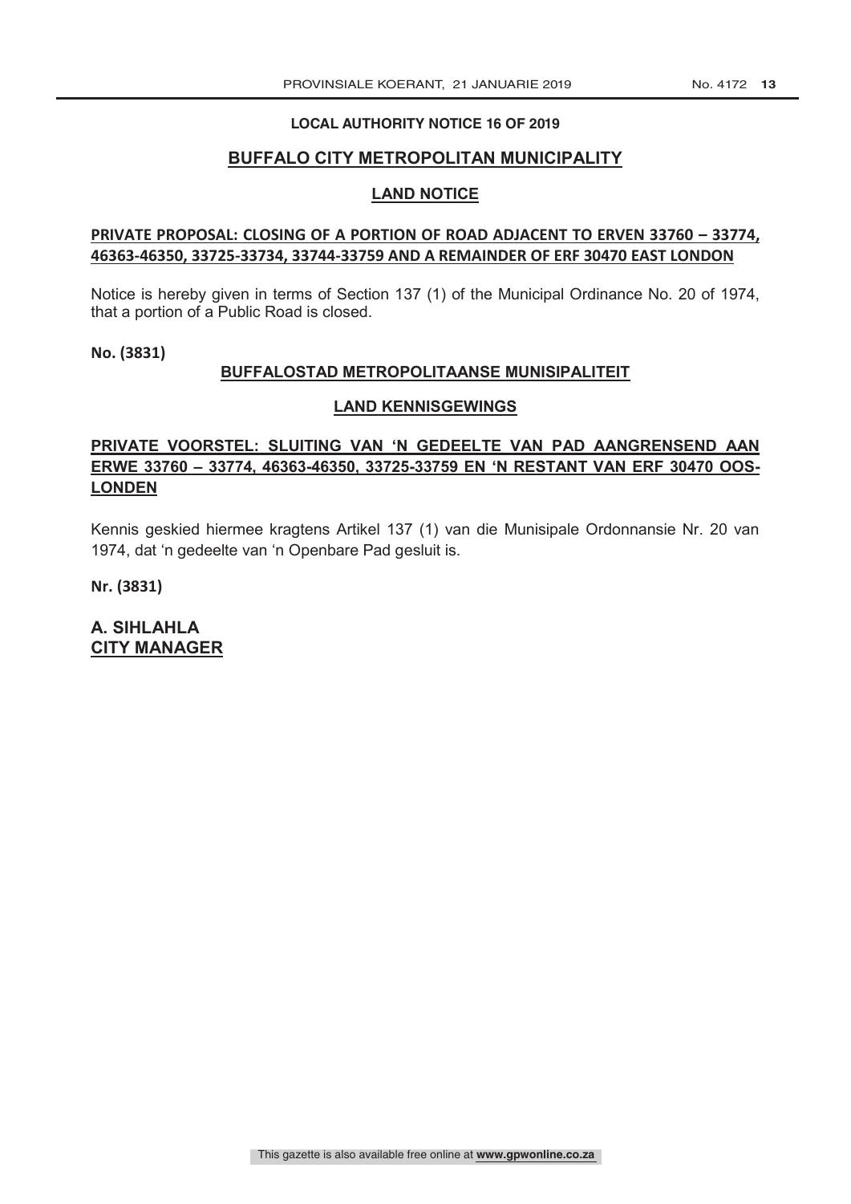**LOCAL AUTHORITY NOTICE 16 OF 2019**

## BUFFALO CITY METROPOLITAN MUNICIPALITY

### LAND NOTICE

**PRIVATE PROPOSAL: CLOSING OF A PORTION OF ROAD ADJACENT TO ERVEN 33760 – 33774, 46363-46350, 33725-33734, 33744-33759 AND A REMAINDER OF ERF 30470 EAST LONDON**

Notice is hereby given in terms of Section 137 (1) of the Municipal Ordinance No. 20 of 1974, that a portion of a Public Road is closed.

**No. (3831)**

## BUFFALOSTAD METROPOLITAANSE MUNISIPALITEIT

### LAND KENNISGEWINGS

**PRIVATE VOORSTEL: SLUITING VAN 'N GEDEELTE VAN PAD AANGRENSEND AAN ERWE 33760 – 33774, 46363-46350, 33725-33759 EN 'N RESTANT VAN ERF 30470 OOS-LONDEN**

Kennis geskied hiermee kragtens Artikel 137 (1) van die Munisipale Ordonnansie Nr. 20 van 1974, dat 'n gedeelte van 'n Openbare Pad gesluit is.

**Nr. (3831)**

**A. SIHLAHLA**
**CITY MANAGER**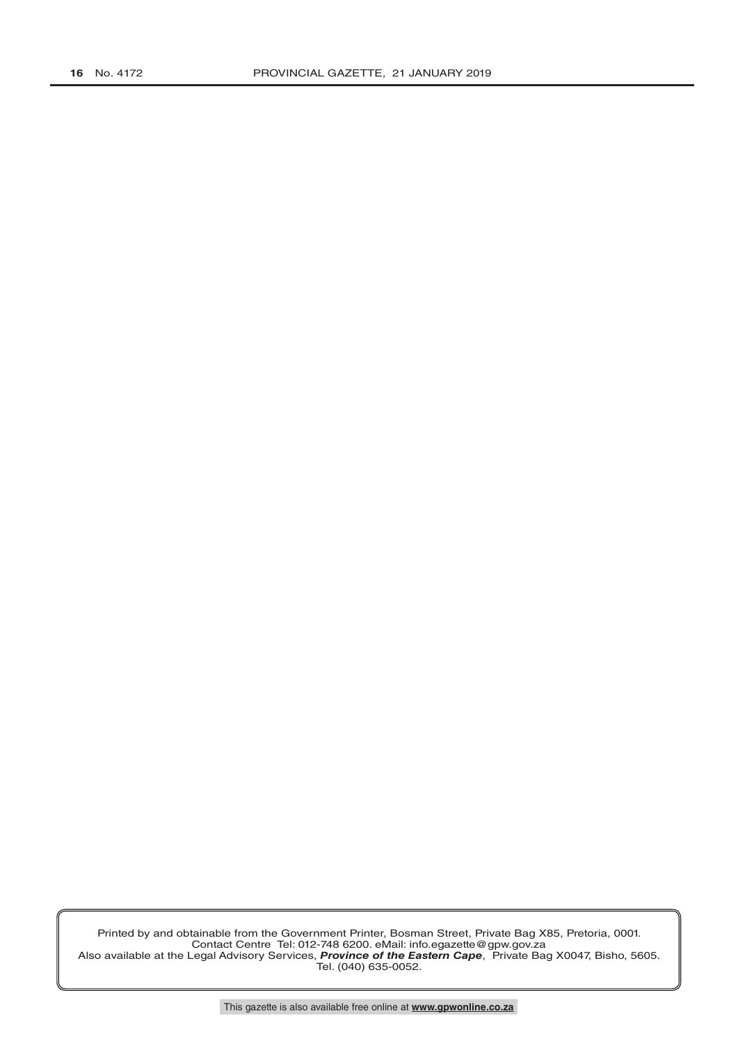Printed by and obtainable from the Government Printer, Bosman Street, Private Bag X85, Pretoria, 0001.
Contact Centre Tel: 012-748 6200. eMail: info.egazette@gpw.gov.za
Also available at the Legal Advisory Services, ***Province of the Eastern Cape***, Private Bag X0047, Bisho, 5605.
Tel. (040) 635-0052.

This gazette is also available free online at **www.gpwonline.co.za**